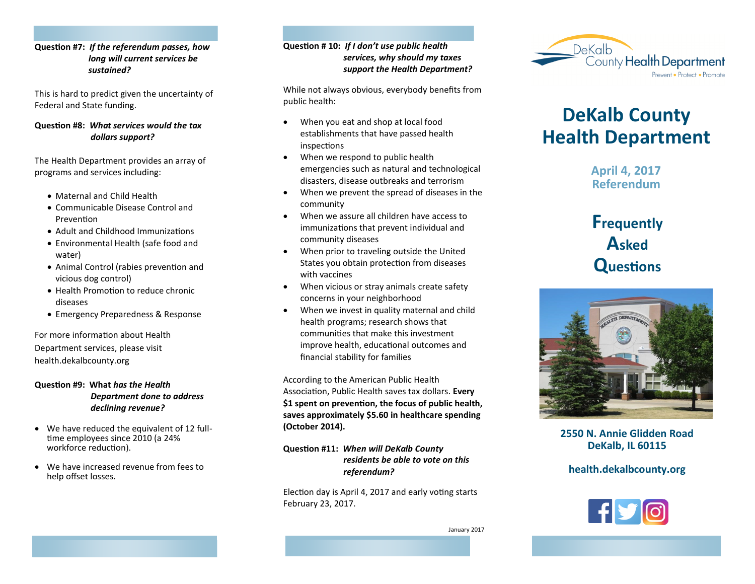**Question #7:** ***If the referendum passes, how long will current services be sustained?***

This is hard to predict given the uncertainty of Federal and State funding.

**Question #8:** ***What services would the tax dollars support?***

The Health Department provides an array of programs and services including:

- Maternal and Child Health
- Communicable Disease Control and Prevention
- Adult and Childhood Immunizations
- Environmental Health (safe food and water)
- Animal Control (rabies prevention and vicious dog control)
- Health Promotion to reduce chronic diseases
- Emergency Preparedness & Response

For more information about Health Department services, please visit health.dekalbcounty.org

**Question #9:** **What** ***has the Health Department done to address declining revenue?***

- We have reduced the equivalent of 12 full-time employees since 2010 (a 24% workforce reduction).
- We have increased revenue from fees to help offset losses.

**Question # 10:** ***If I don't use public health services, why should my taxes support the Health Department?***

While not always obvious, everybody benefits from public health:

- When you eat and shop at local food establishments that have passed health inspections
- When we respond to public health emergencies such as natural and technological disasters, disease outbreaks and terrorism
- When we prevent the spread of diseases in the community
- When we assure all children have access to immunizations that prevent individual and community diseases
- When prior to traveling outside the United States you obtain protection from diseases with vaccines
- When vicious or stray animals create safety concerns in your neighborhood
- When we invest in quality maternal and child health programs; research shows that communities that make this investment improve health, educational outcomes and financial stability for families

According to the American Public Health Association, Public Health saves tax dollars. **Every $1 spent on prevention, the focus of public health, saves approximately $5.60 in healthcare spending (October 2014).**

**Question #11:** ***When will DeKalb County residents be able to vote on this referendum?***

Election day is April 4, 2017 and early voting starts February 23, 2017.

January 2017

DeKalb County Health Department

Prevent • Protect • Promote

# DeKalb County Health Department

## April 4, 2017 Referendum

# Frequently Asked Questions

**2550 N. Annie Glidden Road**
**DeKalb, IL 60115**

**health.dekalbcounty.org**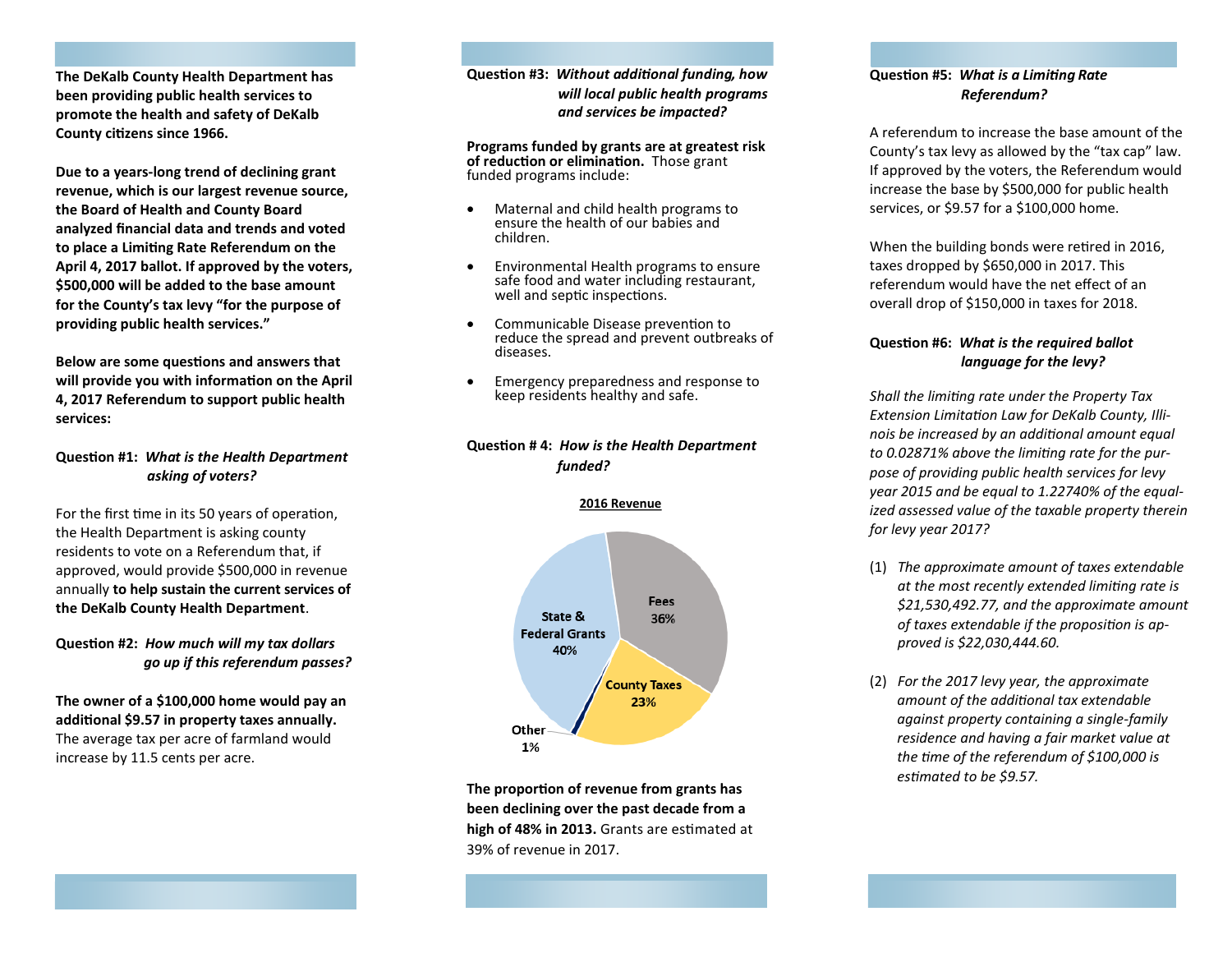**The DeKalb County Health Department has been providing public health services to promote the health and safety of DeKalb County citizens since 1966.**

**Due to a years-long trend of declining grant revenue, which is our largest revenue source, the Board of Health and County Board analyzed financial data and trends and voted to place a Limiting Rate Referendum on the April 4, 2017 ballot. If approved by the voters, $500,000 will be added to the base amount for the County's tax levy "for the purpose of providing public health services."**

**Below are some questions and answers that will provide you with information on the April 4, 2017 Referendum to support public health services:**

**Question #1:** ***What is the Health Department asking of voters?***

For the first time in its 50 years of operation, the Health Department is asking county residents to vote on a Referendum that, if approved, would provide $500,000 in revenue annually **to help sustain the current services of the DeKalb County Health Department**.

**Question #2:** ***How much will my tax dollars go up if this referendum passes?***

**The owner of a $100,000 home would pay an additional $9.57 in property taxes annually.** The average tax per acre of farmland would increase by 11.5 cents per acre.

**Question #3:** ***Without additional funding, how will local public health programs and services be impacted?***

**Programs funded by grants are at greatest risk of reduction or elimination.** Those grant funded programs include:

- Maternal and child health programs to ensure the health of our babies and children.
- Environmental Health programs to ensure safe food and water including restaurant, well and septic inspections.
- Communicable Disease prevention to reduce the spread and prevent outbreaks of diseases.
- Emergency preparedness and response to keep residents healthy and safe.

**Question # 4:** ***How is the Health Department funded?***

**2016 Revenue**

Fees 36%

County Taxes 23%

Other 1%

State & Federal Grants 40%

**The proportion of revenue from grants has been declining over the past decade from a high of 48% in 2013.** Grants are estimated at 39% of revenue in 2017.

**Question #5:** ***What is a Limiting Rate Referendum?***

A referendum to increase the base amount of the County's tax levy as allowed by the "tax cap" law. If approved by the voters, the Referendum would increase the base by $500,000 for public health services, or $9.57 for a $100,000 home.

When the building bonds were retired in 2016, taxes dropped by $650,000 in 2017. This referendum would have the net effect of an overall drop of $150,000 in taxes for 2018.

**Question #6:** ***What is the required ballot language for the levy?***

*Shall the limiting rate under the Property Tax Extension Limitation Law for DeKalb County, Illinois be increased by an additional amount equal to 0.02871% above the limiting rate for the purpose of providing public health services for levy year 2015 and be equal to 1.22740% of the equalized assessed value of the taxable property therein for levy year 2017?*

(1) *The approximate amount of taxes extendable at the most recently extended limiting rate is $21,530,492.77, and the approximate amount of taxes extendable if the proposition is approved is $22,030,444.60.*

(2) *For the 2017 levy year, the approximate amount of the additional tax extendable against property containing a single-family residence and having a fair market value at the time of the referendum of $100,000 is estimated to be $9.57.*